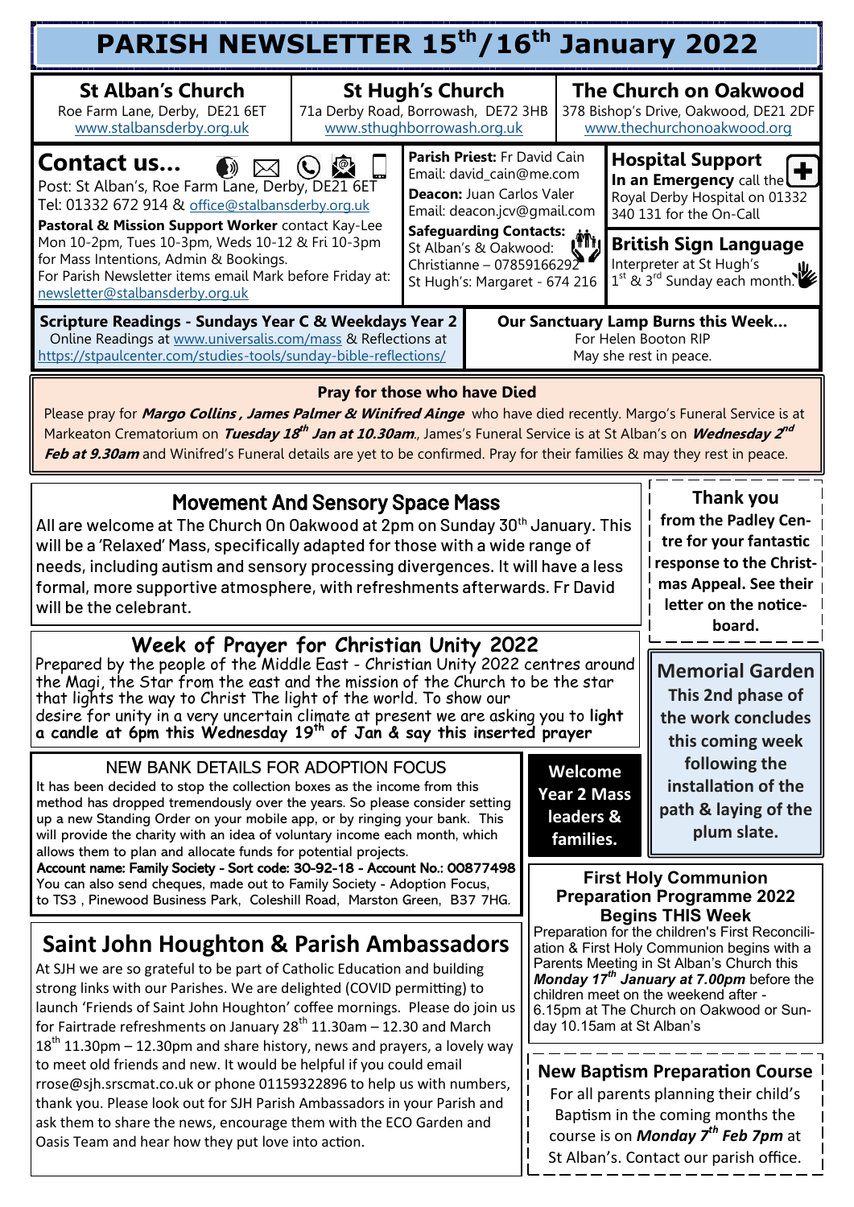# PARISH NEWSLETTER 15th/16th January 2022

**St Alban's Church**
Roe Farm Lane, Derby, DE21 6ET
www.stalbansderby.org.uk

**St Hugh's Church**
71a Derby Road, Borrowash, DE72 3HB
www.sthughborrowash.org.uk

**The Church on Oakwood**
378 Bishop's Drive, Oakwood, DE21 2DF
www.thechurchonoakwood.org

## Contact us...

Post: St Alban's, Roe Farm Lane, Derby, DE21 6ET
Tel: 01332 672 914 & office@stalbansderby.org.uk
**Pastoral & Mission Support Worker** contact Kay-Lee Mon 10-2pm, Tues 10-3pm, Weds 10-12 & Fri 10-3pm for Mass Intentions, Admin & Bookings.
For Parish Newsletter items email Mark before Friday at: newsletter@stalbansderby.org.uk

**Parish Priest:** Fr David Cain
Email: david_cain@me.com
**Deacon:** Juan Carlos Valer
Email: deacon.jcv@gmail.com
**Safeguarding Contacts:**
St Alban's & Oakwood: Christianne – 07859166292
St Hugh's: Margaret - 674 216

**Hospital Support**
**In an Emergency** call the Royal Derby Hospital on 01332 340 131 for the On-Call

**British Sign Language**
Interpreter at St Hugh's 1st & 3rd Sunday each month.

**Scripture Readings - Sundays Year C & Weekdays Year 2**
Online Readings at www.universalis.com/mass & Reflections at https://stpaulcenter.com/studies-tools/sunday-bible-reflections/

**Our Sanctuary Lamp Burns this Week...**
For Helen Booton RIP
May she rest in peace.

## Pray for those who have Died

Please pray for ***Margo Collins , James Palmer & Winifred Ainge*** who have died recently. Margo's Funeral Service is at Markeaton Crematorium on ***Tuesday 18th Jan at 10.30am***., James's Funeral Service is at St Alban's on ***Wednesday 2nd Feb at 9.30am*** and Winifred's Funeral details are yet to be confirmed. Pray for their families & may they rest in peace.

## Movement And Sensory Space Mass

All are welcome at The Church On Oakwood at 2pm on Sunday 30th January. This will be a 'Relaxed' Mass, specifically adapted for those with a wide range of needs, including autism and sensory processing divergences. It will have a less formal, more supportive atmosphere, with refreshments afterwards. Fr David will be the celebrant.

**Thank you from the Padley Centre for your fantastic response to the Christmas Appeal. See their letter on the noticeboard.**

## Week of Prayer for Christian Unity 2022

Prepared by the people of the Middle East - Christian Unity 2022 centres around the Magi, the Star from the east and the mission of the Church to be the star that lights the way to Christ The light of the world. To show our desire for unity in a very uncertain climate at present we are asking you to **light a candle at 6pm this Wednesday 19th of Jan & say this inserted prayer**

**Memorial Garden**
**This 2nd phase of the work concludes this coming week following the installation of the path & laying of the plum slate.**

## NEW BANK DETAILS FOR ADOPTION FOCUS

It has been decided to stop the collection boxes as the income from this method has dropped tremendously over the years. So please consider setting up a new Standing Order on your mobile app, or by ringing your bank. This will provide the charity with an idea of voluntary income each month, which allows them to plan and allocate funds for potential projects.
**Account name: Family Society - Sort code: 30-92-18 - Account No.: 00877498**
You can also send cheques, made out to Family Society - Adoption Focus, to TS3 , Pinewood Business Park, Coleshill Road, Marston Green, B37 7HG.

**Welcome Year 2 Mass leaders & families.**

## First Holy Communion Preparation Programme 2022 Begins THIS Week

Preparation for the children's First Reconciliation & First Holy Communion begins with a Parents Meeting in St Alban's Church this ***Monday 17th January at 7.00pm*** before the children meet on the weekend after - 6.15pm at The Church on Oakwood or Sunday 10.15am at St Alban's

## Saint John Houghton & Parish Ambassadors

At SJH we are so grateful to be part of Catholic Education and building strong links with our Parishes. We are delighted (COVID permitting) to launch 'Friends of Saint John Houghton' coffee mornings. Please do join us for Fairtrade refreshments on January 28th 11.30am – 12.30 and March 18th 11.30pm – 12.30pm and share history, news and prayers, a lovely way to meet old friends and new. It would be helpful if you could email rrose@sjh.srscmat.co.uk or phone 01159322896 to help us with numbers, thank you. Please look out for SJH Parish Ambassadors in your Parish and ask them to share the news, encourage them with the ECO Garden and Oasis Team and hear how they put love into action.

## New Baptism Preparation Course

For all parents planning their child's Baptism in the coming months the course is on ***Monday 7th Feb 7pm*** at St Alban's. Contact our parish office.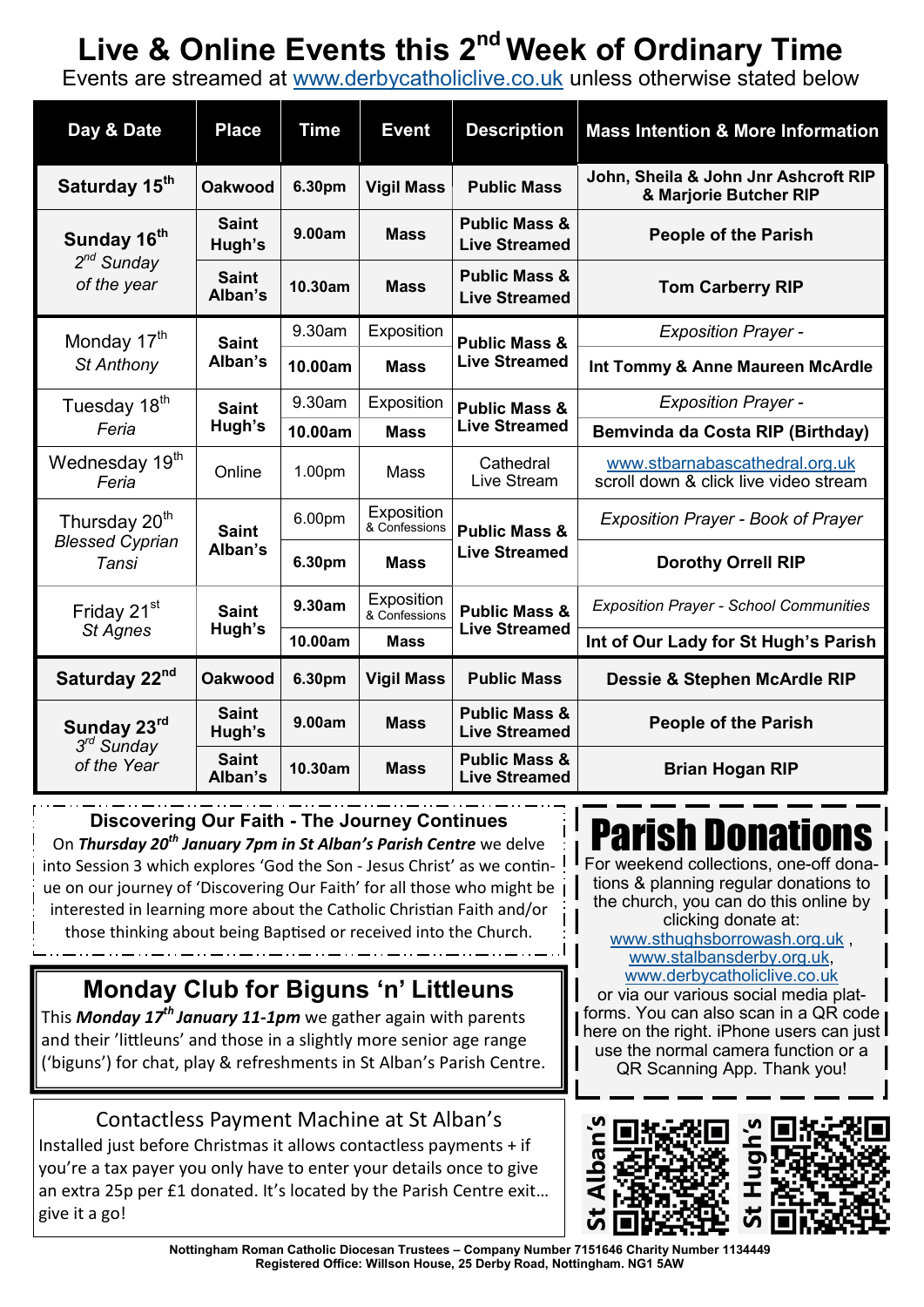# Live & Online Events this 2nd Week of Ordinary Time

Events are streamed at www.derbycatholiclive.co.uk unless otherwise stated below

| Day & Date | Place | Time | Event | Description | Mass Intention & More Information |
|---|---|---|---|---|---|
| **Saturday 15th** | **Oakwood** | **6.30pm** | **Vigil Mass** | **Public Mass** | **John, Sheila & John Jnr Ashcroft RIP & Marjorie Butcher RIP** |
| **Sunday 16th** *2nd Sunday of the year* | **Saint Hugh's** | **9.00am** | **Mass** | **Public Mass & Live Streamed** | **People of the Parish** |
| | **Saint Alban's** | **10.30am** | **Mass** | **Public Mass & Live Streamed** | **Tom Carberry RIP** |
| Monday 17th *St Anthony* | **Saint Alban's** | 9.30am | Exposition | **Public Mass & Live Streamed** | *Exposition Prayer -* |
| | | **10.00am** | **Mass** | | **Int Tommy & Anne Maureen McArdle** |
| Tuesday 18th *Feria* | **Saint Hugh's** | 9.30am | Exposition | **Public Mass & Live Streamed** | *Exposition Prayer -* |
| | | **10.00am** | **Mass** | | **Bemvinda da Costa RIP (Birthday)** |
| Wednesday 19th *Feria* | Online | 1.00pm | Mass | Cathedral Live Stream | www.stbarnabascathedral.org.uk scroll down & click live video stream |
| Thursday 20th *Blessed Cyprian Tansi* | **Saint Alban's** | 6.00pm | Exposition & Confessions | **Public Mass & Live Streamed** | *Exposition Prayer - Book of Prayer* |
| | | **6.30pm** | **Mass** | | **Dorothy Orrell RIP** |
| Friday 21st *St Agnes* | **Saint Hugh's** | **9.30am** | Exposition & Confessions | **Public Mass & Live Streamed** | *Exposition Prayer - School Communities* |
| | | **10.00am** | **Mass** | | **Int of Our Lady for St Hugh's Parish** |
| **Saturday 22nd** | **Oakwood** | **6.30pm** | **Vigil Mass** | **Public Mass** | **Dessie & Stephen McArdle RIP** |
| **Sunday 23rd** *3rd Sunday of the Year* | **Saint Hugh's** | **9.00am** | **Mass** | **Public Mass & Live Streamed** | **People of the Parish** |
| | **Saint Alban's** | **10.30am** | **Mass** | **Public Mass & Live Streamed** | **Brian Hogan RIP** |

### Discovering Our Faith - The Journey Continues

On ***Thursday 20th January 7pm in St Alban's Parish Centre*** we delve into Session 3 which explores 'God the Son - Jesus Christ' as we continue on our journey of 'Discovering Our Faith' for all those who might be interested in learning more about the Catholic Christian Faith and/or those thinking about being Baptised or received into the Church.

## Monday Club for Biguns 'n' Littleuns

This ***Monday 17th January 11-1pm*** we gather again with parents and their 'littleuns' and those in a slightly more senior age range ('biguns') for chat, play & refreshments in St Alban's Parish Centre.

### Contactless Payment Machine at St Alban's

Installed just before Christmas it allows contactless payments + if you're a tax payer you only have to enter your details once to give an extra 25p per £1 donated. It's located by the Parish Centre exit… give it a go!

## Parish Donations

For weekend collections, one-off donations & planning regular donations to the church, you can do this online by clicking donate at:
www.sthughsborrowash.org.uk , www.stalbansderby.org.uk, www.derbycatholiclive.co.uk
or via our various social media platforms. You can also scan in a QR code here on the right. iPhone users can just use the normal camera function or a QR Scanning App. Thank you!

St Alban's

St Hugh's

Nottingham Roman Catholic Diocesan Trustees – Company Number 7151646 Charity Number 1134449
Registered Office: Willson House, 25 Derby Road, Nottingham. NG1 5AW